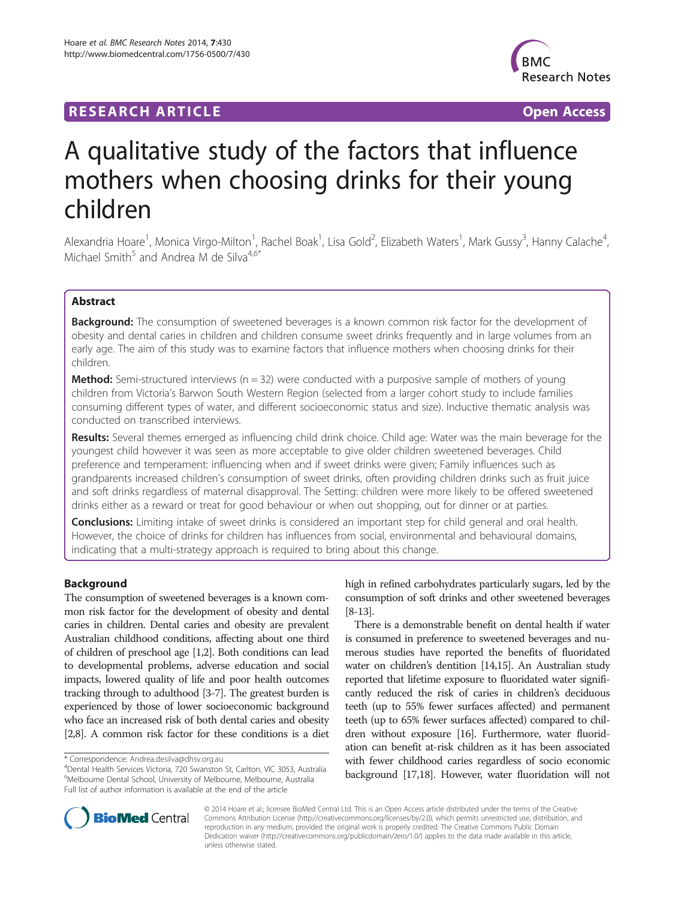**RESEARCH ARTICLE** **Open Access**

# A qualitative study of the factors that influence mothers when choosing drinks for their young children

Alexandria Hoare[1], Monica Virgo-Milton[1], Rachel Boak[1], Lisa Gold[2], Elizabeth Waters[1], Mark Gussy[3], Hanny Calache[4], Michael Smith[5] and Andrea M de Silva[4,6*]

## Abstract

**Background:** The consumption of sweetened beverages is a known common risk factor for the development of obesity and dental caries in children and children consume sweet drinks frequently and in large volumes from an early age. The aim of this study was to examine factors that influence mothers when choosing drinks for their children.

**Method:** Semi-structured interviews (n = 32) were conducted with a purposive sample of mothers of young children from Victoria's Barwon South Western Region (selected from a larger cohort study to include families consuming different types of water, and different socioeconomic status and size). Inductive thematic analysis was conducted on transcribed interviews.

**Results:** Several themes emerged as influencing child drink choice. Child age: Water was the main beverage for the youngest child however it was seen as more acceptable to give older children sweetened beverages. Child preference and temperament: influencing when and if sweet drinks were given; Family influences such as grandparents increased children's consumption of sweet drinks, often providing children drinks such as fruit juice and soft drinks regardless of maternal disapproval. The Setting: children were more likely to be offered sweetened drinks either as a reward or treat for good behaviour or when out shopping, out for dinner or at parties.

**Conclusions:** Limiting intake of sweet drinks is considered an important step for child general and oral health. However, the choice of drinks for children has influences from social, environmental and behavioural domains, indicating that a multi-strategy approach is required to bring about this change.

## Background

The consumption of sweetened beverages is a known common risk factor for the development of obesity and dental caries in children. Dental caries and obesity are prevalent Australian childhood conditions, affecting about one third of children of preschool age [1,2]. Both conditions can lead to developmental problems, adverse education and social impacts, lowered quality of life and poor health outcomes tracking through to adulthood [3-7]. The greatest burden is experienced by those of lower socioeconomic background who face an increased risk of both dental caries and obesity [2,8]. A common risk factor for these conditions is a diet high in refined carbohydrates particularly sugars, led by the consumption of soft drinks and other sweetened beverages [8-13].

There is a demonstrable benefit on dental health if water is consumed in preference to sweetened beverages and numerous studies have reported the benefits of fluoridated water on children's dentition [14,15]. An Australian study reported that lifetime exposure to fluoridated water significantly reduced the risk of caries in children's deciduous teeth (up to 55% fewer surfaces affected) and permanent teeth (up to 65% fewer surfaces affected) compared to children without exposure [16]. Furthermore, water fluoridation can benefit at-risk children as it has been associated with fewer childhood caries regardless of socio economic background [17,18]. However, water fluoridation will not

\* Correspondence: Andrea.desilva@dhsv.org.au
[4]Dental Health Services Victoria, 720 Swanston St, Carlton, VIC 3053, Australia
[6]Melbourne Dental School, University of Melbourne, Melbourne, Australia
Full list of author information is available at the end of the article

© 2014 Hoare et al.; licensee BioMed Central Ltd. This is an Open Access article distributed under the terms of the Creative Commons Attribution License (http://creativecommons.org/licenses/by/2.0), which permits unrestricted use, distribution, and reproduction in any medium, provided the original work is properly credited. The Creative Commons Public Domain Dedication waiver (http://creativecommons.org/publicdomain/zero/1.0/) applies to the data made available in this article, unless otherwise stated.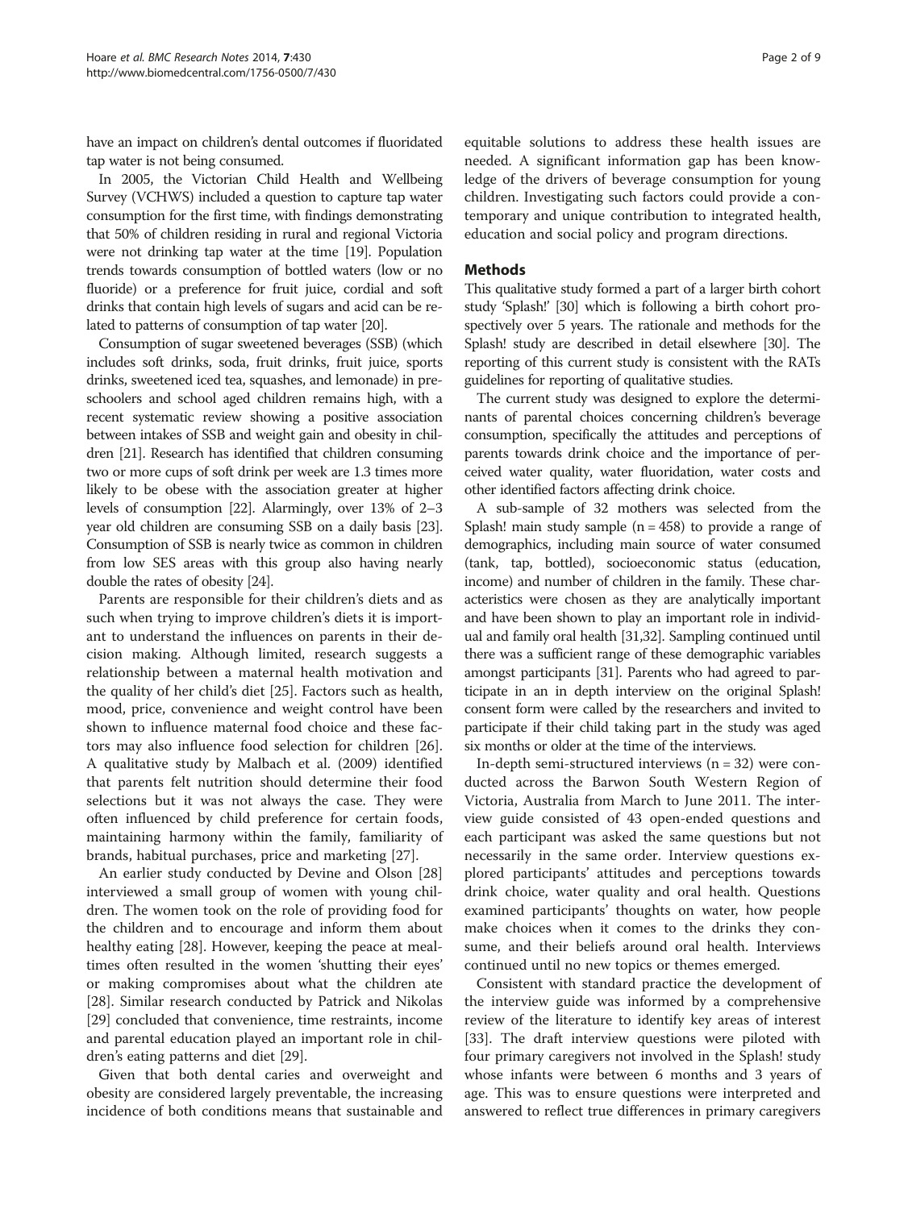have an impact on children's dental outcomes if fluoridated tap water is not being consumed.

In 2005, the Victorian Child Health and Wellbeing Survey (VCHWS) included a question to capture tap water consumption for the first time, with findings demonstrating that 50% of children residing in rural and regional Victoria were not drinking tap water at the time [19]. Population trends towards consumption of bottled waters (low or no fluoride) or a preference for fruit juice, cordial and soft drinks that contain high levels of sugars and acid can be related to patterns of consumption of tap water [20].

Consumption of sugar sweetened beverages (SSB) (which includes soft drinks, soda, fruit drinks, fruit juice, sports drinks, sweetened iced tea, squashes, and lemonade) in preschoolers and school aged children remains high, with a recent systematic review showing a positive association between intakes of SSB and weight gain and obesity in children [21]. Research has identified that children consuming two or more cups of soft drink per week are 1.3 times more likely to be obese with the association greater at higher levels of consumption [22]. Alarmingly, over 13% of 2–3 year old children are consuming SSB on a daily basis [23]. Consumption of SSB is nearly twice as common in children from low SES areas with this group also having nearly double the rates of obesity [24].

Parents are responsible for their children's diets and as such when trying to improve children's diets it is important to understand the influences on parents in their decision making. Although limited, research suggests a relationship between a maternal health motivation and the quality of her child's diet [25]. Factors such as health, mood, price, convenience and weight control have been shown to influence maternal food choice and these factors may also influence food selection for children [26]. A qualitative study by Malbach et al. (2009) identified that parents felt nutrition should determine their food selections but it was not always the case. They were often influenced by child preference for certain foods, maintaining harmony within the family, familiarity of brands, habitual purchases, price and marketing [27].

An earlier study conducted by Devine and Olson [28] interviewed a small group of women with young children. The women took on the role of providing food for the children and to encourage and inform them about healthy eating [28]. However, keeping the peace at mealtimes often resulted in the women 'shutting their eyes' or making compromises about what the children ate [28]. Similar research conducted by Patrick and Nikolas [29] concluded that convenience, time restraints, income and parental education played an important role in children's eating patterns and diet [29].

Given that both dental caries and overweight and obesity are considered largely preventable, the increasing incidence of both conditions means that sustainable and equitable solutions to address these health issues are needed. A significant information gap has been knowledge of the drivers of beverage consumption for young children. Investigating such factors could provide a contemporary and unique contribution to integrated health, education and social policy and program directions.

## Methods

This qualitative study formed a part of a larger birth cohort study 'Splash!' [30] which is following a birth cohort prospectively over 5 years. The rationale and methods for the Splash! study are described in detail elsewhere [30]. The reporting of this current study is consistent with the RATs guidelines for reporting of qualitative studies.

The current study was designed to explore the determinants of parental choices concerning children's beverage consumption, specifically the attitudes and perceptions of parents towards drink choice and the importance of perceived water quality, water fluoridation, water costs and other identified factors affecting drink choice.

A sub-sample of 32 mothers was selected from the Splash! main study sample (n = 458) to provide a range of demographics, including main source of water consumed (tank, tap, bottled), socioeconomic status (education, income) and number of children in the family. These characteristics were chosen as they are analytically important and have been shown to play an important role in individual and family oral health [31,32]. Sampling continued until there was a sufficient range of these demographic variables amongst participants [31]. Parents who had agreed to participate in an in depth interview on the original Splash! consent form were called by the researchers and invited to participate if their child taking part in the study was aged six months or older at the time of the interviews.

In-depth semi-structured interviews (n = 32) were conducted across the Barwon South Western Region of Victoria, Australia from March to June 2011. The interview guide consisted of 43 open-ended questions and each participant was asked the same questions but not necessarily in the same order. Interview questions explored participants' attitudes and perceptions towards drink choice, water quality and oral health. Questions examined participants' thoughts on water, how people make choices when it comes to the drinks they consume, and their beliefs around oral health. Interviews continued until no new topics or themes emerged.

Consistent with standard practice the development of the interview guide was informed by a comprehensive review of the literature to identify key areas of interest [33]. The draft interview questions were piloted with four primary caregivers not involved in the Splash! study whose infants were between 6 months and 3 years of age. This was to ensure questions were interpreted and answered to reflect true differences in primary caregivers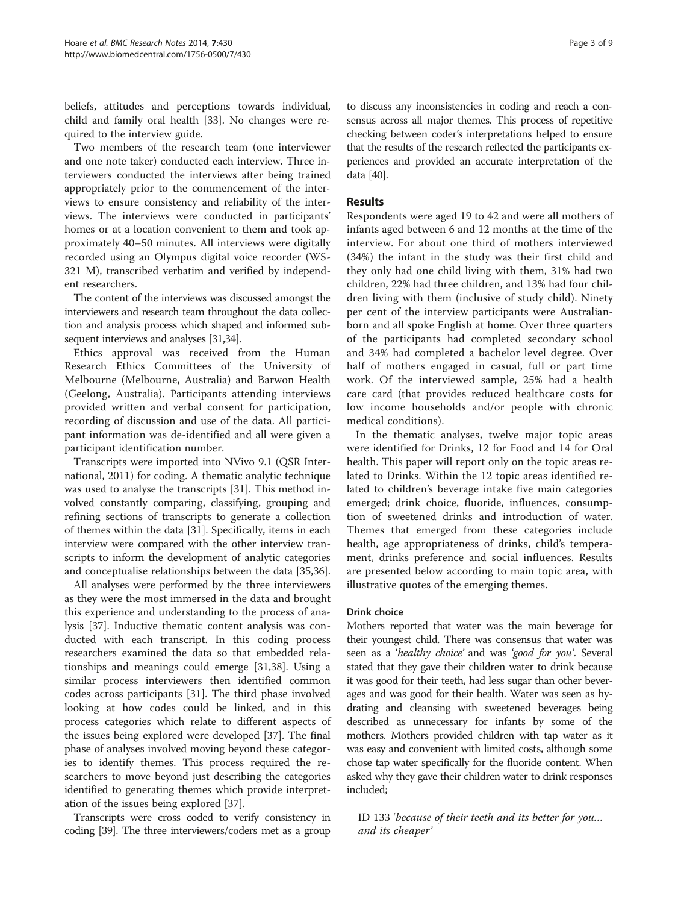beliefs, attitudes and perceptions towards individual, child and family oral health [33]. No changes were required to the interview guide.

Two members of the research team (one interviewer and one note taker) conducted each interview. Three interviewers conducted the interviews after being trained appropriately prior to the commencement of the interviews to ensure consistency and reliability of the interviews. The interviews were conducted in participants' homes or at a location convenient to them and took approximately 40–50 minutes. All interviews were digitally recorded using an Olympus digital voice recorder (WS-321 M), transcribed verbatim and verified by independent researchers.

The content of the interviews was discussed amongst the interviewers and research team throughout the data collection and analysis process which shaped and informed subsequent interviews and analyses [31,34].

Ethics approval was received from the Human Research Ethics Committees of the University of Melbourne (Melbourne, Australia) and Barwon Health (Geelong, Australia). Participants attending interviews provided written and verbal consent for participation, recording of discussion and use of the data. All participant information was de-identified and all were given a participant identification number.

Transcripts were imported into NVivo 9.1 (QSR International, 2011) for coding. A thematic analytic technique was used to analyse the transcripts [31]. This method involved constantly comparing, classifying, grouping and refining sections of transcripts to generate a collection of themes within the data [31]. Specifically, items in each interview were compared with the other interview transcripts to inform the development of analytic categories and conceptualise relationships between the data [35,36].

All analyses were performed by the three interviewers as they were the most immersed in the data and brought this experience and understanding to the process of analysis [37]. Inductive thematic content analysis was conducted with each transcript. In this coding process researchers examined the data so that embedded relationships and meanings could emerge [31,38]. Using a similar process interviewers then identified common codes across participants [31]. The third phase involved looking at how codes could be linked, and in this process categories which relate to different aspects of the issues being explored were developed [37]. The final phase of analyses involved moving beyond these categories to identify themes. This process required the researchers to move beyond just describing the categories identified to generating themes which provide interpretation of the issues being explored [37].

Transcripts were cross coded to verify consistency in coding [39]. The three interviewers/coders met as a group to discuss any inconsistencies in coding and reach a consensus across all major themes. This process of repetitive checking between coder's interpretations helped to ensure that the results of the research reflected the participants experiences and provided an accurate interpretation of the data [40].

## Results

Respondents were aged 19 to 42 and were all mothers of infants aged between 6 and 12 months at the time of the interview. For about one third of mothers interviewed (34%) the infant in the study was their first child and they only had one child living with them, 31% had two children, 22% had three children, and 13% had four children living with them (inclusive of study child). Ninety per cent of the interview participants were Australian-born and all spoke English at home. Over three quarters of the participants had completed secondary school and 34% had completed a bachelor level degree. Over half of mothers engaged in casual, full or part time work. Of the interviewed sample, 25% had a health care card (that provides reduced healthcare costs for low income households and/or people with chronic medical conditions).

In the thematic analyses, twelve major topic areas were identified for Drinks, 12 for Food and 14 for Oral health. This paper will report only on the topic areas related to Drinks. Within the 12 topic areas identified related to children's beverage intake five main categories emerged; drink choice, fluoride, influences, consumption of sweetened drinks and introduction of water. Themes that emerged from these categories include health, age appropriateness of drinks, child's temperament, drinks preference and social influences. Results are presented below according to main topic area, with illustrative quotes of the emerging themes.

### Drink choice

Mothers reported that water was the main beverage for their youngest child. There was consensus that water was seen as a '*healthy choice*' and was '*good for you*'. Several stated that they gave their children water to drink because it was good for their teeth, had less sugar than other beverages and was good for their health. Water was seen as hydrating and cleansing with sweetened beverages being described as unnecessary for infants by some of the mothers. Mothers provided children with tap water as it was easy and convenient with limited costs, although some chose tap water specifically for the fluoride content. When asked why they gave their children water to drink responses included;

> ID 133 '*because of their teeth and its better for you… and its cheaper*'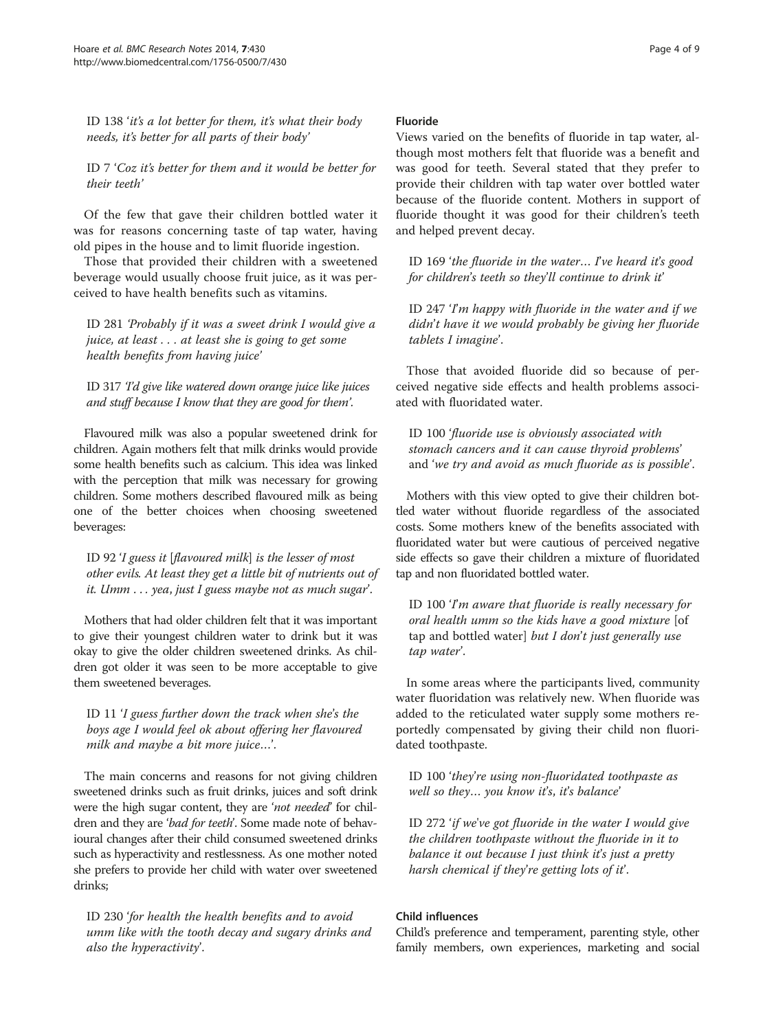ID 138 '*it's a lot better for them, it's what their body needs, it's better for all parts of their body*'

ID 7 '*Coz it's better for them and it would be better for their teeth*'

Of the few that gave their children bottled water it was for reasons concerning taste of tap water, having old pipes in the house and to limit fluoride ingestion.

Those that provided their children with a sweetened beverage would usually choose fruit juice, as it was perceived to have health benefits such as vitamins.

ID 281 '*Probably if it was a sweet drink I would give a juice, at least . . . at least she is going to get some health benefits from having juice*'

ID 317 '*I'd give like watered down orange juice like juices and stuff because I know that they are good for them*'.

Flavoured milk was also a popular sweetened drink for children. Again mothers felt that milk drinks would provide some health benefits such as calcium. This idea was linked with the perception that milk was necessary for growing children. Some mothers described flavoured milk as being one of the better choices when choosing sweetened beverages:

ID 92 '*I guess it* [*flavoured milk*] *is the lesser of most other evils. At least they get a little bit of nutrients out of it. Umm . . . yea, just I guess maybe not as much sugar*'.

Mothers that had older children felt that it was important to give their youngest children water to drink but it was okay to give the older children sweetened drinks. As children got older it was seen to be more acceptable to give them sweetened beverages.

ID 11 '*I guess further down the track when she's the boys age I would feel ok about offering her flavoured milk and maybe a bit more juice…*'.

The main concerns and reasons for not giving children sweetened drinks such as fruit drinks, juices and soft drink were the high sugar content, they are '*not needed*' for children and they are '*bad for teeth*'. Some made note of behavioural changes after their child consumed sweetened drinks such as hyperactivity and restlessness. As one mother noted she prefers to provide her child with water over sweetened drinks;

ID 230 '*for health the health benefits and to avoid umm like with the tooth decay and sugary drinks and also the hyperactivity*'.

### Fluoride

Views varied on the benefits of fluoride in tap water, although most mothers felt that fluoride was a benefit and was good for teeth. Several stated that they prefer to provide their children with tap water over bottled water because of the fluoride content. Mothers in support of fluoride thought it was good for their children's teeth and helped prevent decay.

ID 169 '*the fluoride in the water… I've heard it's good for children's teeth so they'll continue to drink it*'

ID 247 '*I'm happy with fluoride in the water and if we didn't have it we would probably be giving her fluoride tablets I imagine*'.

Those that avoided fluoride did so because of perceived negative side effects and health problems associated with fluoridated water.

ID 100 '*fluoride use is obviously associated with stomach cancers and it can cause thyroid problems*' and '*we try and avoid as much fluoride as is possible*'.

Mothers with this view opted to give their children bottled water without fluoride regardless of the associated costs. Some mothers knew of the benefits associated with fluoridated water but were cautious of perceived negative side effects so gave their children a mixture of fluoridated tap and non fluoridated bottled water.

ID 100 '*I'm aware that fluoride is really necessary for oral health umm so the kids have a good mixture* [of tap and bottled water] *but I don't just generally use tap water*'.

In some areas where the participants lived, community water fluoridation was relatively new. When fluoride was added to the reticulated water supply some mothers reportedly compensated by giving their child non fluoridated toothpaste.

ID 100 '*they're using non-fluoridated toothpaste as well so they… you know it's, it's balance*'

ID 272 '*if we've got fluoride in the water I would give the children toothpaste without the fluoride in it to balance it out because I just think it's just a pretty harsh chemical if they're getting lots of it*'.

### Child influences

Child's preference and temperament, parenting style, other family members, own experiences, marketing and social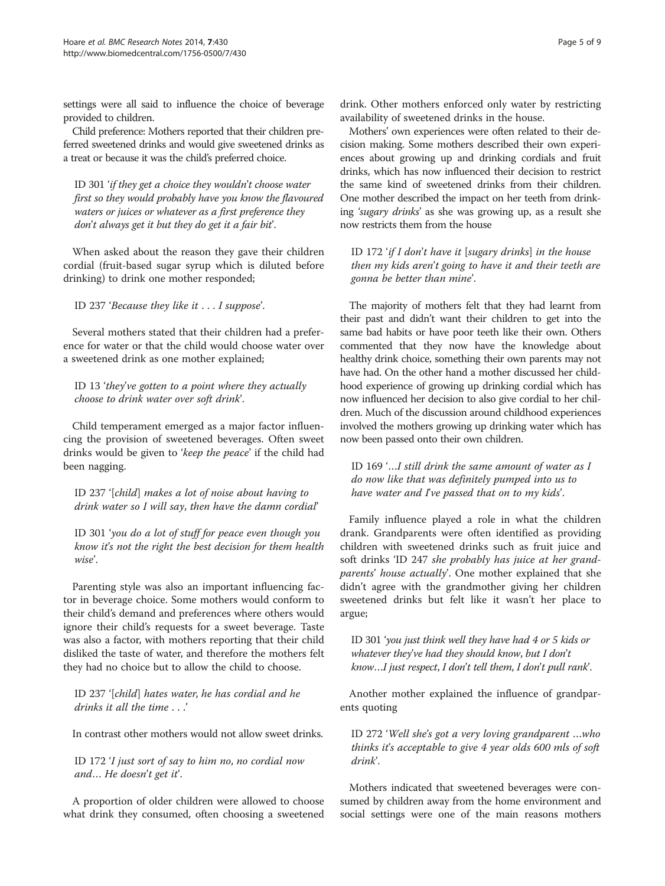settings were all said to influence the choice of beverage provided to children.

Child preference: Mothers reported that their children preferred sweetened drinks and would give sweetened drinks as a treat or because it was the child's preferred choice.

> ID 301 '*if they get a choice they wouldn't choose water first so they would probably have you know the flavoured waters or juices or whatever as a first preference they don't always get it but they do get it a fair bit*'.

When asked about the reason they gave their children cordial (fruit-based sugar syrup which is diluted before drinking) to drink one mother responded;

> ID 237 '*Because they like it . . . I suppose*'.

Several mothers stated that their children had a preference for water or that the child would choose water over a sweetened drink as one mother explained;

> ID 13 '*they've gotten to a point where they actually choose to drink water over soft drink*'.

Child temperament emerged as a major factor influencing the provision of sweetened beverages. Often sweet drinks would be given to '*keep the peace*' if the child had been nagging.

> ID 237 '[*child*] *makes a lot of noise about having to drink water so I will say, then have the damn cordial*'

> ID 301 '*you do a lot of stuff for peace even though you know it's not the right the best decision for them health wise*'.

Parenting style was also an important influencing factor in beverage choice. Some mothers would conform to their child's demand and preferences where others would ignore their child's requests for a sweet beverage. Taste was also a factor, with mothers reporting that their child disliked the taste of water, and therefore the mothers felt they had no choice but to allow the child to choose.

> ID 237 '[*child*] *hates water, he has cordial and he drinks it all the time . . .*'

In contrast other mothers would not allow sweet drinks.

> ID 172 '*I just sort of say to him no, no cordial now and… He doesn't get it*'.

A proportion of older children were allowed to choose what drink they consumed, often choosing a sweetened drink. Other mothers enforced only water by restricting availability of sweetened drinks in the house.

Mothers' own experiences were often related to their decision making. Some mothers described their own experiences about growing up and drinking cordials and fruit drinks, which has now influenced their decision to restrict the same kind of sweetened drinks from their children. One mother described the impact on her teeth from drinking '*sugary drinks*' as she was growing up, as a result she now restricts them from the house

> ID 172 '*if I don't have it* [*sugary drinks*] *in the house then my kids aren't going to have it and their teeth are gonna be better than mine*'.

The majority of mothers felt that they had learnt from their past and didn't want their children to get into the same bad habits or have poor teeth like their own. Others commented that they now have the knowledge about healthy drink choice, something their own parents may not have had. On the other hand a mother discussed her childhood experience of growing up drinking cordial which has now influenced her decision to also give cordial to her children. Much of the discussion around childhood experiences involved the mothers growing up drinking water which has now been passed onto their own children.

> ID 169 '*…I still drink the same amount of water as I do now like that was definitely pumped into us to have water and I've passed that on to my kids*'.

Family influence played a role in what the children drank. Grandparents were often identified as providing children with sweetened drinks such as fruit juice and soft drinks 'ID 247 *she probably has juice at her grandparents' house actually*'. One mother explained that she didn't agree with the grandmother giving her children sweetened drinks but felt like it wasn't her place to argue;

> ID 301 '*you just think well they have had 4 or 5 kids or whatever they've had they should know, but I don't know…I just respect, I don't tell them, I don't pull rank*'.

Another mother explained the influence of grandparents quoting

> ID 272 '*Well she's got a very loving grandparent …who thinks it's acceptable to give 4 year olds 600 mls of soft drink*'.

Mothers indicated that sweetened beverages were consumed by children away from the home environment and social settings were one of the main reasons mothers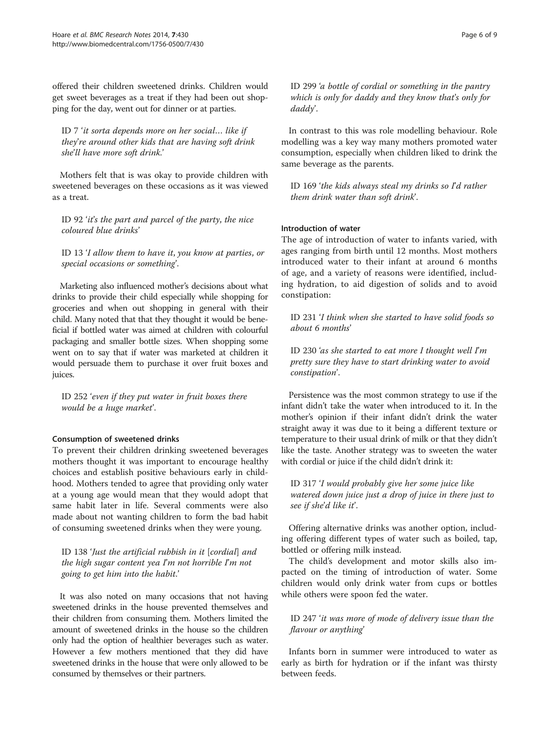offered their children sweetened drinks. Children would get sweet beverages as a treat if they had been out shopping for the day, went out for dinner or at parties.

> ID 7 '*it sorta depends more on her social… like if they're around other kids that are having soft drink she'll have more soft drink.*'

Mothers felt that is was okay to provide children with sweetened beverages on these occasions as it was viewed as a treat.

> ID 92 '*it's the part and parcel of the party, the nice coloured blue drinks*'

> ID 13 '*I allow them to have it, you know at parties, or special occasions or something*'.

Marketing also influenced mother's decisions about what drinks to provide their child especially while shopping for groceries and when out shopping in general with their child. Many noted that that they thought it would be beneficial if bottled water was aimed at children with colourful packaging and smaller bottle sizes. When shopping some went on to say that if water was marketed at children it would persuade them to purchase it over fruit boxes and juices.

> ID 252 '*even if they put water in fruit boxes there would be a huge market*'.

#### Consumption of sweetened drinks

To prevent their children drinking sweetened beverages mothers thought it was important to encourage healthy choices and establish positive behaviours early in childhood. Mothers tended to agree that providing only water at a young age would mean that they would adopt that same habit later in life. Several comments were also made about not wanting children to form the bad habit of consuming sweetened drinks when they were young.

> ID 138 '*Just the artificial rubbish in it* [*cordial*] *and the high sugar content yea I'm not horrible I'm not going to get him into the habit.*'

It was also noted on many occasions that not having sweetened drinks in the house prevented themselves and their children from consuming them. Mothers limited the amount of sweetened drinks in the house so the children only had the option of healthier beverages such as water. However a few mothers mentioned that they did have sweetened drinks in the house that were only allowed to be consumed by themselves or their partners.

> ID 299 '*a bottle of cordial or something in the pantry which is only for daddy and they know that's only for daddy*'.

In contrast to this was role modelling behaviour. Role modelling was a key way many mothers promoted water consumption, especially when children liked to drink the same beverage as the parents.

> ID 169 '*the kids always steal my drinks so I'd rather them drink water than soft drink*'.

#### Introduction of water

The age of introduction of water to infants varied, with ages ranging from birth until 12 months. Most mothers introduced water to their infant at around 6 months of age, and a variety of reasons were identified, including hydration, to aid digestion of solids and to avoid constipation:

> ID 231 '*I think when she started to have solid foods so about 6 months*'

> ID 230 '*as she started to eat more I thought well I'm pretty sure they have to start drinking water to avoid constipation*'.

Persistence was the most common strategy to use if the infant didn't take the water when introduced to it. In the mother's opinion if their infant didn't drink the water straight away it was due to it being a different texture or temperature to their usual drink of milk or that they didn't like the taste. Another strategy was to sweeten the water with cordial or juice if the child didn't drink it:

> ID 317 '*I would probably give her some juice like watered down juice just a drop of juice in there just to see if she'd like it*'.

Offering alternative drinks was another option, including offering different types of water such as boiled, tap, bottled or offering milk instead.

The child's development and motor skills also impacted on the timing of introduction of water. Some children would only drink water from cups or bottles while others were spoon fed the water.

> ID 247 '*it was more of mode of delivery issue than the flavour or anything*'

Infants born in summer were introduced to water as early as birth for hydration or if the infant was thirsty between feeds.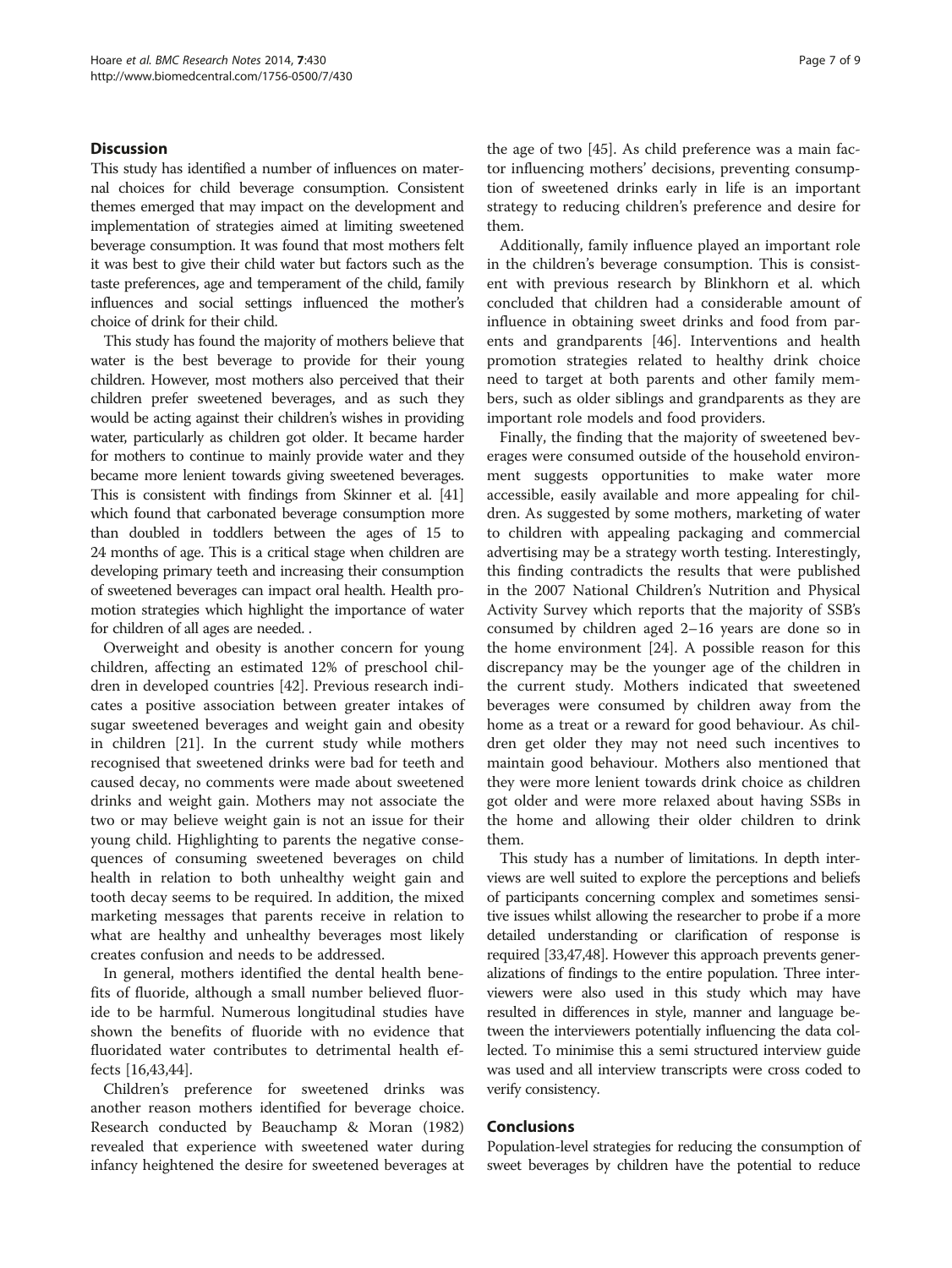## Discussion

This study has identified a number of influences on maternal choices for child beverage consumption. Consistent themes emerged that may impact on the development and implementation of strategies aimed at limiting sweetened beverage consumption. It was found that most mothers felt it was best to give their child water but factors such as the taste preferences, age and temperament of the child, family influences and social settings influenced the mother's choice of drink for their child.

This study has found the majority of mothers believe that water is the best beverage to provide for their young children. However, most mothers also perceived that their children prefer sweetened beverages, and as such they would be acting against their children's wishes in providing water, particularly as children got older. It became harder for mothers to continue to mainly provide water and they became more lenient towards giving sweetened beverages. This is consistent with findings from Skinner et al. [41] which found that carbonated beverage consumption more than doubled in toddlers between the ages of 15 to 24 months of age. This is a critical stage when children are developing primary teeth and increasing their consumption of sweetened beverages can impact oral health. Health promotion strategies which highlight the importance of water for children of all ages are needed. .

Overweight and obesity is another concern for young children, affecting an estimated 12% of preschool children in developed countries [42]. Previous research indicates a positive association between greater intakes of sugar sweetened beverages and weight gain and obesity in children [21]. In the current study while mothers recognised that sweetened drinks were bad for teeth and caused decay, no comments were made about sweetened drinks and weight gain. Mothers may not associate the two or may believe weight gain is not an issue for their young child. Highlighting to parents the negative consequences of consuming sweetened beverages on child health in relation to both unhealthy weight gain and tooth decay seems to be required. In addition, the mixed marketing messages that parents receive in relation to what are healthy and unhealthy beverages most likely creates confusion and needs to be addressed.

In general, mothers identified the dental health benefits of fluoride, although a small number believed fluoride to be harmful. Numerous longitudinal studies have shown the benefits of fluoride with no evidence that fluoridated water contributes to detrimental health effects [16,43,44].

Children's preference for sweetened drinks was another reason mothers identified for beverage choice. Research conducted by Beauchamp & Moran (1982) revealed that experience with sweetened water during infancy heightened the desire for sweetened beverages at the age of two [45]. As child preference was a main factor influencing mothers' decisions, preventing consumption of sweetened drinks early in life is an important strategy to reducing children's preference and desire for them.

Additionally, family influence played an important role in the children's beverage consumption. This is consistent with previous research by Blinkhorn et al. which concluded that children had a considerable amount of influence in obtaining sweet drinks and food from parents and grandparents [46]. Interventions and health promotion strategies related to healthy drink choice need to target at both parents and other family members, such as older siblings and grandparents as they are important role models and food providers.

Finally, the finding that the majority of sweetened beverages were consumed outside of the household environment suggests opportunities to make water more accessible, easily available and more appealing for children. As suggested by some mothers, marketing of water to children with appealing packaging and commercial advertising may be a strategy worth testing. Interestingly, this finding contradicts the results that were published in the 2007 National Children's Nutrition and Physical Activity Survey which reports that the majority of SSB's consumed by children aged 2–16 years are done so in the home environment [24]. A possible reason for this discrepancy may be the younger age of the children in the current study. Mothers indicated that sweetened beverages were consumed by children away from the home as a treat or a reward for good behaviour. As children get older they may not need such incentives to maintain good behaviour. Mothers also mentioned that they were more lenient towards drink choice as children got older and were more relaxed about having SSBs in the home and allowing their older children to drink them.

This study has a number of limitations. In depth interviews are well suited to explore the perceptions and beliefs of participants concerning complex and sometimes sensitive issues whilst allowing the researcher to probe if a more detailed understanding or clarification of response is required [33,47,48]. However this approach prevents generalizations of findings to the entire population. Three interviewers were also used in this study which may have resulted in differences in style, manner and language between the interviewers potentially influencing the data collected. To minimise this a semi structured interview guide was used and all interview transcripts were cross coded to verify consistency.

## Conclusions

Population-level strategies for reducing the consumption of sweet beverages by children have the potential to reduce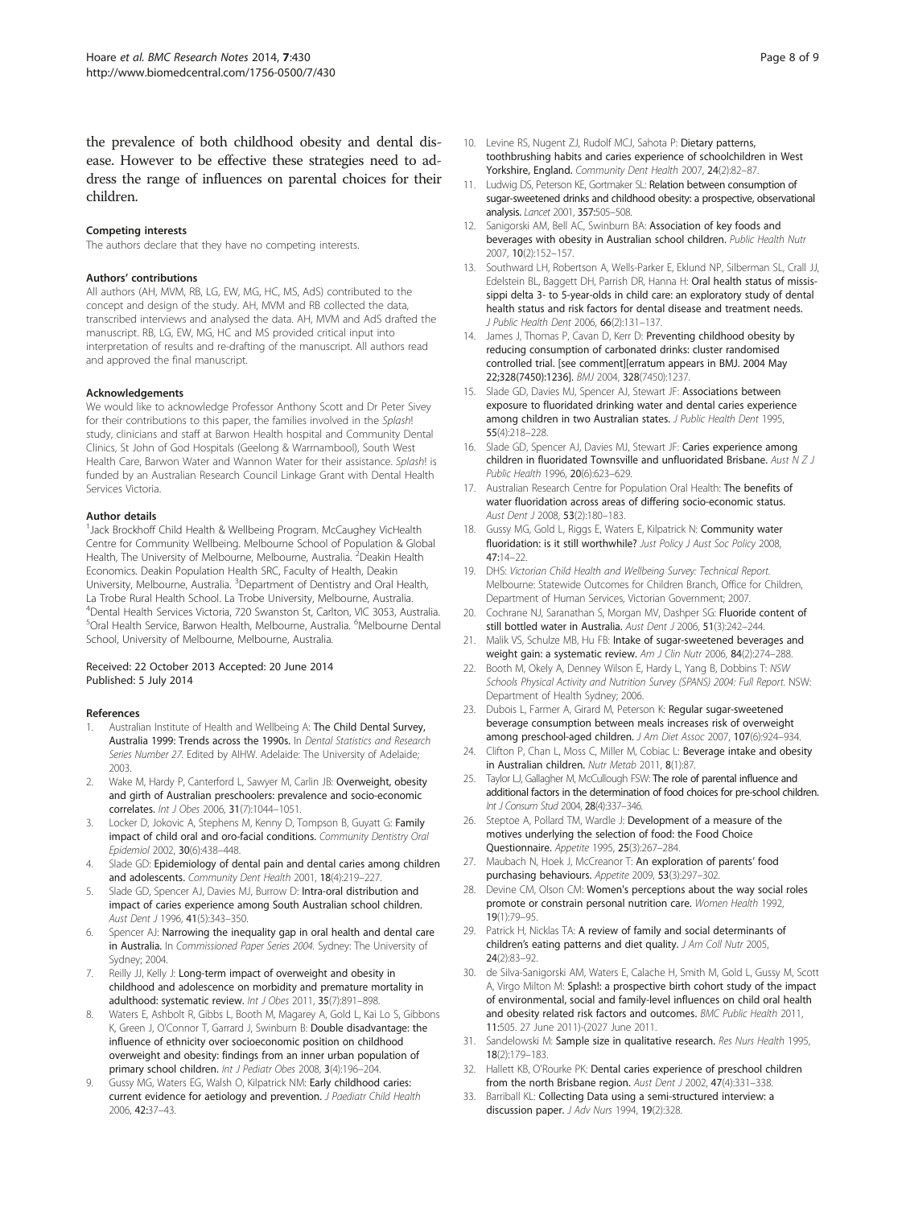the prevalence of both childhood obesity and dental disease. However to be effective these strategies need to address the range of influences on parental choices for their children.

### Competing interests

The authors declare that they have no competing interests.

### Authors' contributions

All authors (AH, MVM, RB, LG, EW, MG, HC, MS, AdS) contributed to the concept and design of the study. AH, MVM and RB collected the data, transcribed interviews and analysed the data. AH, MVM and AdS drafted the manuscript. RB, LG, EW, MG, HC and MS provided critical input into interpretation of results and re-drafting of the manuscript. All authors read and approved the final manuscript.

### Acknowledgements

We would like to acknowledge Professor Anthony Scott and Dr Peter Sivey for their contributions to this paper, the families involved in the *Splash*! study, clinicians and staff at Barwon Health hospital and Community Dental Clinics, St John of God Hospitals (Geelong & Warrnambool), South West Health Care, Barwon Water and Wannon Water for their assistance. *Splash*! is funded by an Australian Research Council Linkage Grant with Dental Health Services Victoria.

### Author details

[1]Jack Brockhoff Child Health & Wellbeing Program. McCaughey VicHealth Centre for Community Wellbeing. Melbourne School of Population & Global Health, The University of Melbourne, Melbourne, Australia. [2]Deakin Health Economics. Deakin Population Health SRC, Faculty of Health, Deakin University, Melbourne, Australia. [3]Department of Dentistry and Oral Health, La Trobe Rural Health School. La Trobe University, Melbourne, Australia. [4]Dental Health Services Victoria, 720 Swanston St, Carlton, VIC 3053, Australia. [5]Oral Health Service, Barwon Health, Melbourne, Australia. [6]Melbourne Dental School, University of Melbourne, Melbourne, Australia.

Received: 22 October 2013 Accepted: 20 June 2014
Published: 5 July 2014

### References

1. Australian Institute of Health and Wellbeing A: **The Child Dental Survey, Australia 1999: Trends across the 1990s.** In *Dental Statistics and Research Series Number 27.* Edited by AIHW. Adelaide: The University of Adelaide; 2003.
2. Wake M, Hardy P, Canterford L, Sawyer M, Carlin JB: **Overweight, obesity and girth of Australian preschoolers: prevalence and socio-economic correlates.** *Int J Obes* 2006, **31**(7):1044–1051.
3. Locker D, Jokovic A, Stephens M, Kenny D, Tompson B, Guyatt G: **Family impact of child oral and oro-facial conditions.** *Community Dentistry Oral Epidemiol* 2002, **30**(6):438–448.
4. Slade GD: **Epidemiology of dental pain and dental caries among children and adolescents.** *Community Dent Health* 2001, **18**(4):219–227.
5. Slade GD, Spencer AJ, Davies MJ, Burrow D: **Intra-oral distribution and impact of caries experience among South Australian school children.** *Aust Dent J* 1996, **41**(5):343–350.
6. Spencer AJ: **Narrowing the inequality gap in oral health and dental care in Australia.** In *Commissioned Paper Series 2004.* Sydney: The University of Sydney; 2004.
7. Reilly JJ, Kelly J: **Long-term impact of overweight and obesity in childhood and adolescence on morbidity and premature mortality in adulthood: systematic review.** *Int J Obes* 2011, **35**(7):891–898.
8. Waters E, Ashbolt R, Gibbs L, Booth M, Magarey A, Gold L, Kai Lo S, Gibbons K, Green J, O'Connor T, Garrard J, Swinburn B: **Double disadvantage: the influence of ethnicity over socioeconomic position on childhood overweight and obesity: findings from an inner urban population of primary school children.** *Int J Pediatr Obes* 2008, **3**(4):196–204.
9. Gussy MG, Waters EG, Walsh O, Kilpatrick NM: **Early childhood caries: current evidence for aetiology and prevention.** *J Paediatr Child Health* 2006, **42**:37–43.
10. Levine RS, Nugent ZJ, Rudolf MCJ, Sahota P: **Dietary patterns, toothbrushing habits and caries experience of schoolchildren in West Yorkshire, England.** *Community Dent Health* 2007, **24**(2):82–87.
11. Ludwig DS, Peterson KE, Gortmaker SL: **Relation between consumption of sugar-sweetened drinks and childhood obesity: a prospective, observational analysis.** *Lancet* 2001, **357**:505–508.
12. Sanigorski AM, Bell AC, Swinburn BA: **Association of key foods and beverages with obesity in Australian school children.** *Public Health Nutr* 2007, **10**(2):152–157.
13. Southward LH, Robertson A, Wells-Parker E, Eklund NP, Silberman SL, Crall JJ, Edelstein BL, Baggett DH, Parrish DR, Hanna H: **Oral health status of mississippi delta 3- to 5-year-olds in child care: an exploratory study of dental health status and risk factors for dental disease and treatment needs.** *J Public Health Dent* 2006, **66**(2):131–137.
14. James J, Thomas P, Cavan D, Kerr D: **Preventing childhood obesity by reducing consumption of carbonated drinks: cluster randomised controlled trial. [see comment][erratum appears in BMJ. 2004 May 22;328(7450):1236].** *BMJ* 2004, **328**(7450):1237.
15. Slade GD, Davies MJ, Spencer AJ, Stewart JF: **Associations between exposure to fluoridated drinking water and dental caries experience among children in two Australian states.** *J Public Health Dent* 1995, **55**(4):218–228.
16. Slade GD, Spencer AJ, Davies MJ, Stewart JF: **Caries experience among children in fluoridated Townsville and unfluoridated Brisbane.** *Aust N Z J Public Health* 1996, **20**(6):623–629.
17. Australian Research Centre for Population Oral Health: **The benefits of water fluoridation across areas of differing socio-economic status.** *Aust Dent J* 2008, **53**(2):180–183.
18. Gussy MG, Gold L, Riggs E, Waters E, Kilpatrick N: **Community water fluoridation: is it still worthwhile?** *Just Policy J Aust Soc Policy* 2008, **47**:14–22.
19. DHS: *Victorian Child Health and Wellbeing Survey: Technical Report.* Melbourne: Statewide Outcomes for Children Branch, Office for Children, Department of Human Services, Victorian Government; 2007.
20. Cochrane NJ, Saranathan S, Morgan MV, Dashper SG: **Fluoride content of still bottled water in Australia.** *Aust Dent J* 2006, **51**(3):242–244.
21. Malik VS, Schulze MB, Hu FB: **Intake of sugar-sweetened beverages and weight gain: a systematic review.** *Am J Clin Nutr* 2006, **84**(2):274–288.
22. Booth M, Okely A, Denney Wilson E, Hardy L, Yang B, Dobbins T: *NSW Schools Physical Activity and Nutrition Survey (SPANS) 2004: Full Report.* NSW: Department of Health Sydney; 2006.
23. Dubois L, Farmer A, Girard M, Peterson K: **Regular sugar-sweetened beverage consumption between meals increases risk of overweight among preschool-aged children.** *J Am Diet Assoc* 2007, **107**(6):924–934.
24. Clifton P, Chan L, Moss C, Miller M, Cobiac L: **Beverage intake and obesity in Australian children.** *Nutr Metab* 2011, **8**(1):87.
25. Taylor LJ, Gallagher M, McCullough FSW: **The role of parental influence and additional factors in the determination of food choices for pre-school children.** *Int J Consum Stud* 2004, **28**(4):337–346.
26. Steptoe A, Pollard TM, Wardle J: **Development of a measure of the motives underlying the selection of food: the Food Choice Questionnaire.** *Appetite* 1995, **25**(3):267–284.
27. Maubach N, Hoek J, McCreanor T: **An exploration of parents' food purchasing behaviours.** *Appetite* 2009, **53**(3):297–302.
28. Devine CM, Olson CM: **Women's perceptions about the way social roles promote or constrain personal nutrition care.** *Women Health* 1992, **19**(1):79–95.
29. Patrick H, Nicklas TA: **A review of family and social determinants of children's eating patterns and diet quality.** *J Am Coll Nutr* 2005, **24**(2):83–92.
30. de Silva-Sanigorski AM, Waters E, Calache H, Smith M, Gold L, Gussy M, Scott A, Virgo Milton M: **Splash!: a prospective birth cohort study of the impact of environmental, social and family-level influences on child oral health and obesity related risk factors and outcomes.** *BMC Public Health* 2011, **11**:505. 27 June 2011)-(2027 June 2011.
31. Sandelowski M: **Sample size in qualitative research.** *Res Nurs Health* 1995, **18**(2):179–183.
32. Hallett KB, O'Rourke PK: **Dental caries experience of preschool children from the north Brisbane region.** *Aust Dent J* 2002, **47**(4):331–338.
33. Barriball KL: **Collecting Data using a semi-structured interview: a discussion paper.** *J Adv Nurs* 1994, **19**(2):328.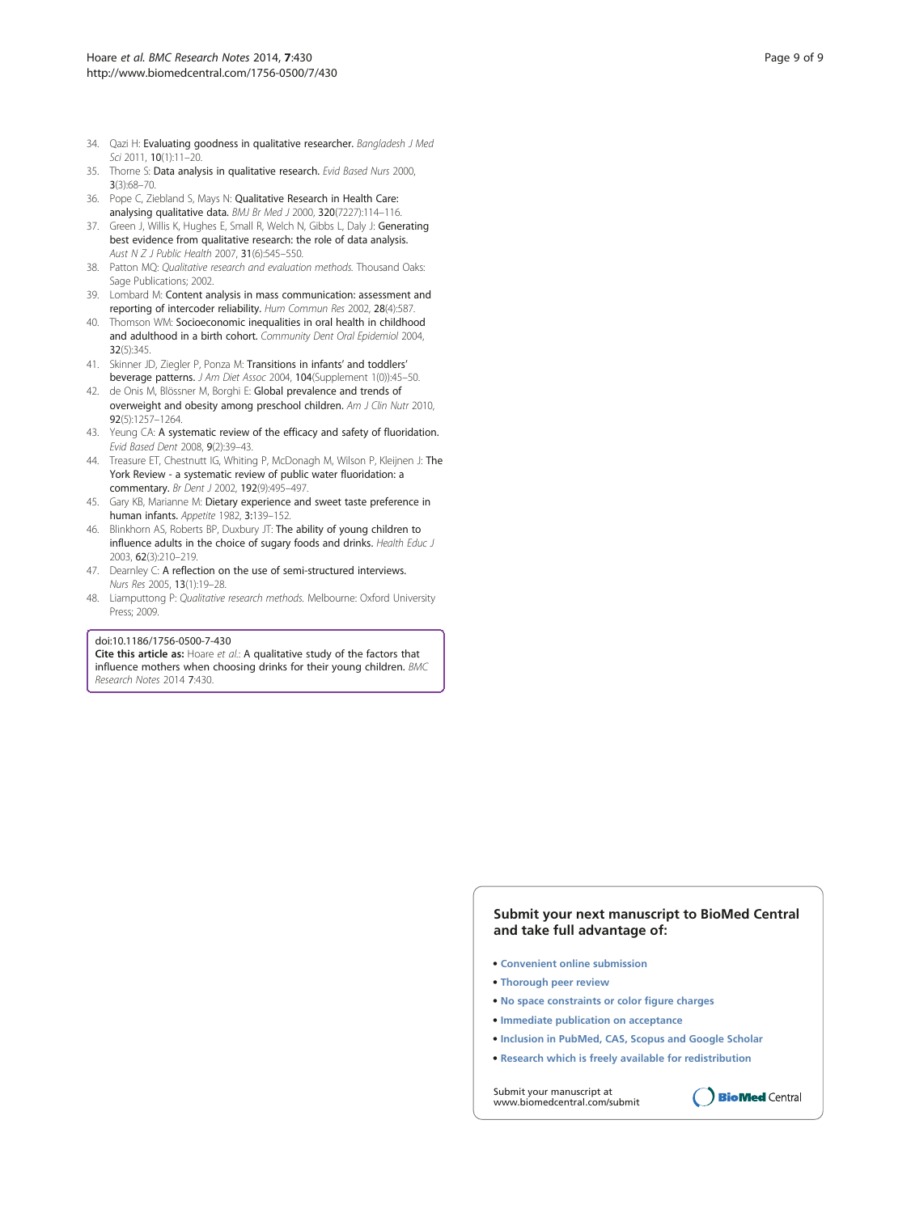34. Qazi H: **Evaluating goodness in qualitative researcher.** *Bangladesh J Med Sci* 2011, **10**(1):11–20.
35. Thorne S: **Data analysis in qualitative research.** *Evid Based Nurs* 2000, **3**(3):68–70.
36. Pope C, Ziebland S, Mays N: **Qualitative Research in Health Care: analysing qualitative data.** *BMJ Br Med J* 2000, **320**(7227):114–116.
37. Green J, Willis K, Hughes E, Small R, Welch N, Gibbs L, Daly J: **Generating best evidence from qualitative research: the role of data analysis.** *Aust N Z J Public Health* 2007, **31**(6):545–550.
38. Patton MQ: *Qualitative research and evaluation methods.* Thousand Oaks: Sage Publications; 2002.
39. Lombard M: **Content analysis in mass communication: assessment and reporting of intercoder reliability.** *Hum Commun Res* 2002, **28**(4):587.
40. Thomson WM: **Socioeconomic inequalities in oral health in childhood and adulthood in a birth cohort.** *Community Dent Oral Epidemiol* 2004, **32**(5):345.
41. Skinner JD, Ziegler P, Ponza M: **Transitions in infants' and toddlers' beverage patterns.** *J Am Diet Assoc* 2004, **104**(Supplement 1(0)):45–50.
42. de Onis M, Blössner M, Borghi E: **Global prevalence and trends of overweight and obesity among preschool children.** *Am J Clin Nutr* 2010, **92**(5):1257–1264.
43. Yeung CA: **A systematic review of the efficacy and safety of fluoridation.** *Evid Based Dent* 2008, **9**(2):39–43.
44. Treasure ET, Chestnutt IG, Whiting P, McDonagh M, Wilson P, Kleijnen J: **The York Review - a systematic review of public water fluoridation: a commentary.** *Br Dent J* 2002, **192**(9):495–497.
45. Gary KB, Marianne M: **Dietary experience and sweet taste preference in human infants.** *Appetite* 1982, **3**:139–152.
46. Blinkhorn AS, Roberts BP, Duxbury JT: **The ability of young children to influence adults in the choice of sugary foods and drinks.** *Health Educ J* 2003, **62**(3):210–219.
47. Dearnley C: **A reflection on the use of semi-structured interviews.** *Nurs Res* 2005, **13**(1):19–28.
48. Liamputtong P: *Qualitative research methods.* Melbourne: Oxford University Press; 2009.

doi:10.1186/1756-0500-7-430

**Cite this article as:** Hoare *et al.*: A qualitative study of the factors that influence mothers when choosing drinks for their young children. *BMC Research Notes* 2014 **7**:430.

**Submit your next manuscript to BioMed Central and take full advantage of:**

- **Convenient online submission**
- **Thorough peer review**
- **No space constraints or color figure charges**
- **Immediate publication on acceptance**
- **Inclusion in PubMed, CAS, Scopus and Google Scholar**
- **Research which is freely available for redistribution**

Submit your manuscript at
www.biomedcentral.com/submit

BioMed Central